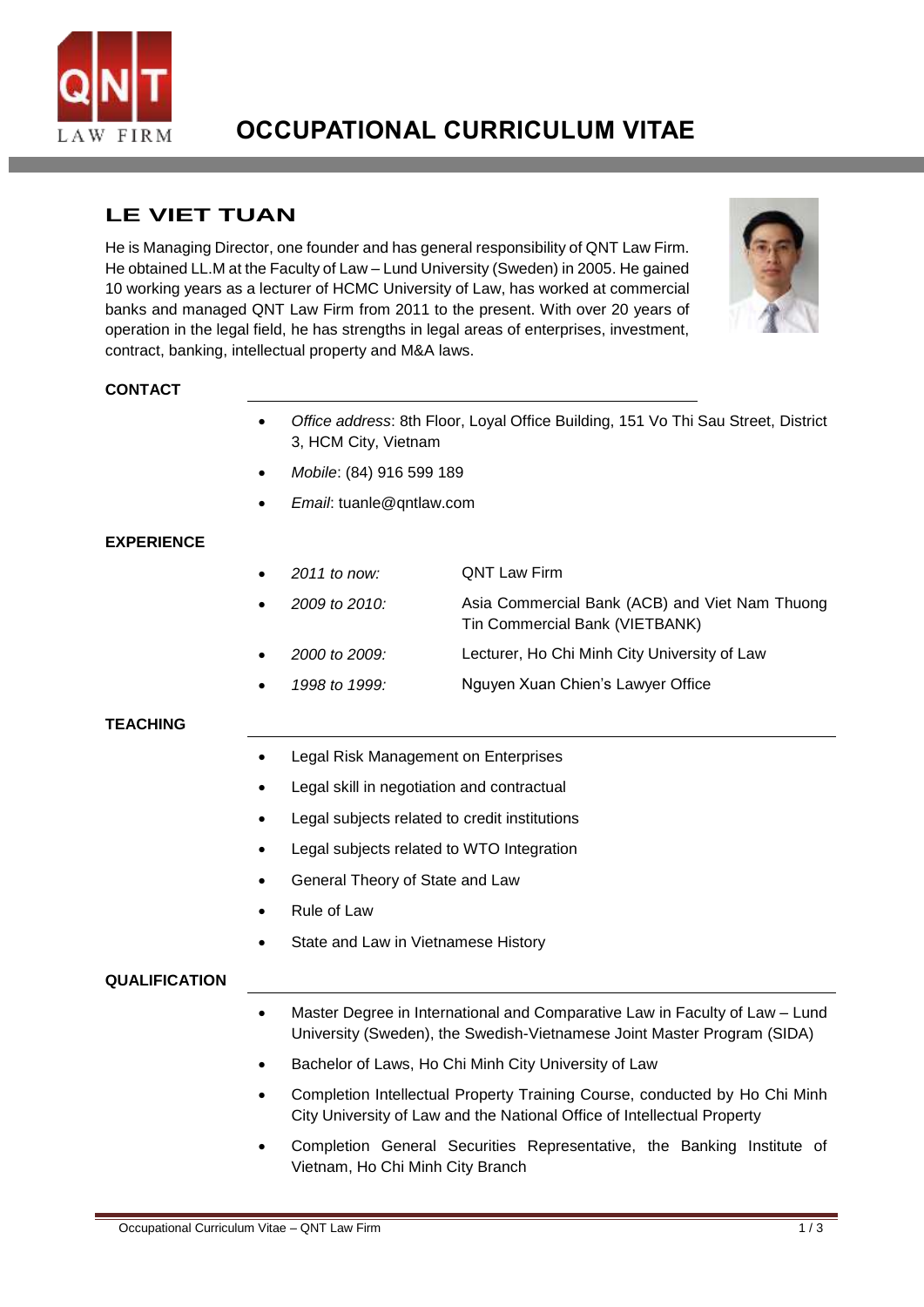# OCCUPATIONAL CURRICULUM VITAE

## LE VIET TUAN

He is Managing Director, one founder and has general responsibility of QNT Law Firm. He obtained LL.M at the Faculty of Law – Lund University (Sweden) in 2005. He gained 10 working years as a lecturer of HCMC University of Law, has worked at commercial banks and managed QNT Law Firm from 2011 to the present. With over 20 years of operation in the legal field, he has strengths in legal areas of enterprises, investment, contract, banking, intellectual property and M&A laws.

### CONTACT

- *Office address*: 8th Floor, Loyal Office Building, 151 Vo Thi Sau Street, District 3, HCM City, Vietnam
- *Mobile*: (84) 916 599 189
- *Email*: tuanle@qntlaw.com

### EXPERIENCE

- *2011 to now:* QNT Law Firm
- *2009 to 2010:* Asia Commercial Bank (ACB) and Viet Nam Thuong Tin Commercial Bank (VIETBANK)
- *2000 to 2009:* Lecturer, Ho Chi Minh City University of Law
- *1998 to 1999:* Nguyen Xuan Chien's Lawyer Office

### TEACHING

- Legal Risk Management on Enterprises
- Legal skill in negotiation and contractual
- Legal subjects related to credit institutions
- Legal subjects related to WTO Integration
- General Theory of State and Law
- Rule of Law
- State and Law in Vietnamese History

### QUALIFICATION

- Master Degree in International and Comparative Law in Faculty of Law – Lund University (Sweden), the Swedish-Vietnamese Joint Master Program (SIDA)
- Bachelor of Laws, Ho Chi Minh City University of Law
- Completion Intellectual Property Training Course, conducted by Ho Chi Minh City University of Law and the National Office of Intellectual Property
- Completion General Securities Representative, the Banking Institute of Vietnam, Ho Chi Minh City Branch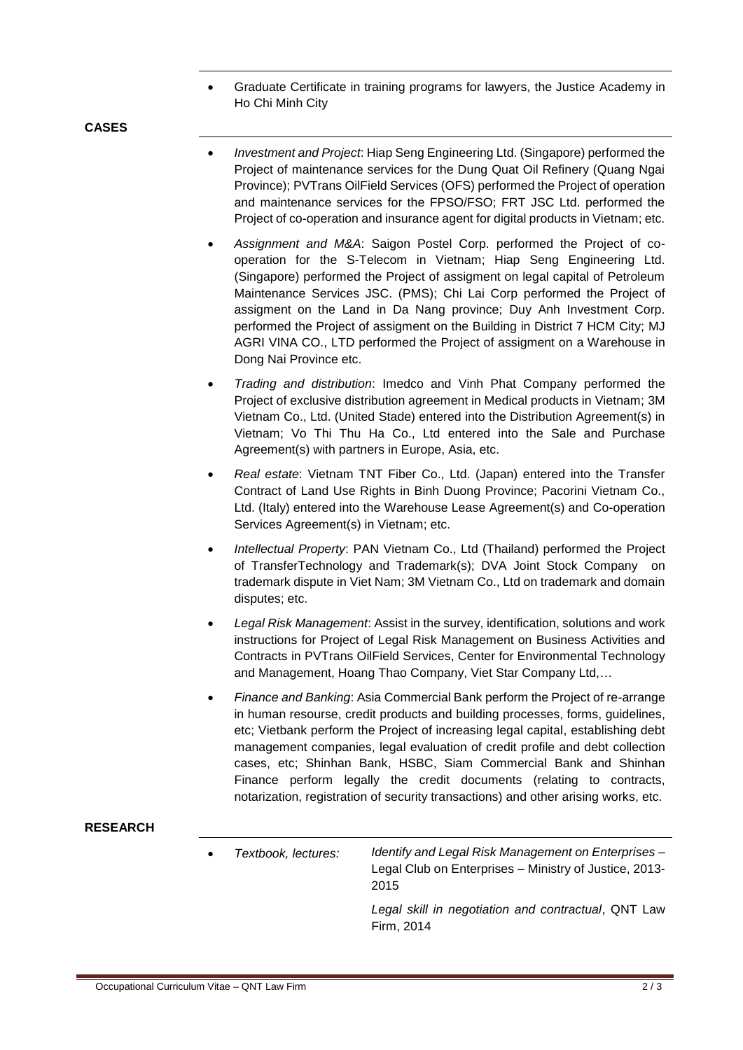- Graduate Certificate in training programs for lawyers, the Justice Academy in Ho Chi Minh City

## CASES

- *Investment and Project*: Hiap Seng Engineering Ltd. (Singapore) performed the Project of maintenance services for the Dung Quat Oil Refinery (Quang Ngai Province); PVTrans OilField Services (OFS) performed the Project of operation and maintenance services for the FPSO/FSO; FRT JSC Ltd. performed the Project of co-operation and insurance agent for digital products in Vietnam; etc.

- *Assignment and M&A*: Saigon Postel Corp. performed the Project of co-operation for the S-Telecom in Vietnam; Hiap Seng Engineering Ltd. (Singapore) performed the Project of assigment on legal capital of Petroleum Maintenance Services JSC. (PMS); Chi Lai Corp performed the Project of assigment on the Land in Da Nang province; Duy Anh Investment Corp. performed the Project of assigment on the Building in District 7 HCM City; MJ AGRI VINA CO., LTD performed the Project of assigment on a Warehouse in Dong Nai Province etc.

- *Trading and distribution*: Imedco and Vinh Phat Company performed the Project of exclusive distribution agreement in Medical products in Vietnam; 3M Vietnam Co., Ltd. (United Stade) entered into the Distribution Agreement(s) in Vietnam; Vo Thi Thu Ha Co., Ltd entered into the Sale and Purchase Agreement(s) with partners in Europe, Asia, etc.

- *Real estate*: Vietnam TNT Fiber Co., Ltd. (Japan) entered into the Transfer Contract of Land Use Rights in Binh Duong Province; Pacorini Vietnam Co., Ltd. (Italy) entered into the Warehouse Lease Agreement(s) and Co-operation Services Agreement(s) in Vietnam; etc.

- *Intellectual Property*: PAN Vietnam Co., Ltd (Thailand) performed the Project of TransferTechnology and Trademark(s); DVA Joint Stock Company on trademark dispute in Viet Nam; 3M Vietnam Co., Ltd on trademark and domain disputes; etc.

- *Legal Risk Management*: Assist in the survey, identification, solutions and work instructions for Project of Legal Risk Management on Business Activities and Contracts in PVTrans OilField Services, Center for Environmental Technology and Management, Hoang Thao Company, Viet Star Company Ltd,…

- *Finance and Banking*: Asia Commercial Bank perform the Project of re-arrange in human resourse, credit products and building processes, forms, guidelines, etc; Vietbank perform the Project of increasing legal capital, establishing debt management companies, legal evaluation of credit profile and debt collection cases, etc; Shinhan Bank, HSBC, Siam Commercial Bank and Shinhan Finance perform legally the credit documents (relating to contracts, notarization, registration of security transactions) and other arising works, etc.

## RESEARCH

- *Textbook, lectures:*
  - *Identify and Legal Risk Management on Enterprises* – Legal Club on Enterprises – Ministry of Justice, 2013-2015
  - *Legal skill in negotiation and contractual*, QNT Law Firm, 2014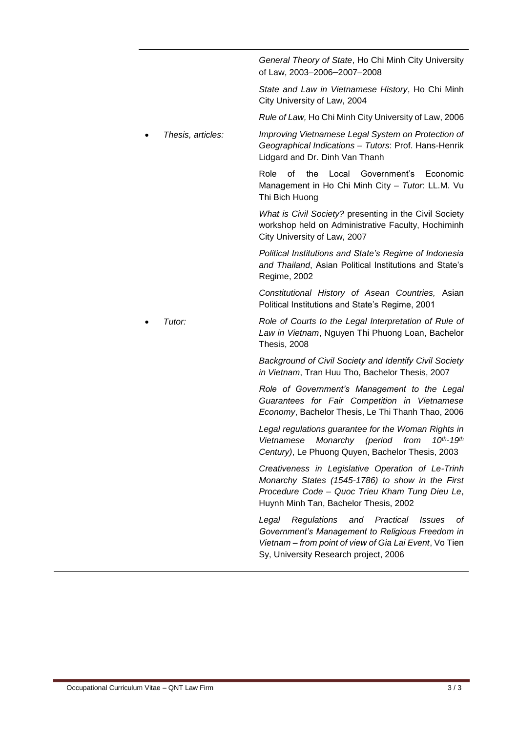*General Theory of State*, Ho Chi Minh City University of Law, 2003–2006–2007–2008

*State and Law in Vietnamese History*, Ho Chi Minh City University of Law, 2004

*Rule of Law,* Ho Chi Minh City University of Law, 2006

- *Thesis, articles:*

  *Improving Vietnamese Legal System on Protection of Geographical Indications – Tutors*: Prof. Hans-Henrik Lidgard and Dr. Dinh Van Thanh

  Role of the Local Government's Economic Management in Ho Chi Minh City – *Tutor*: LL.M. Vu Thi Bich Huong

  *What is Civil Society?* presenting in the Civil Society workshop held on Administrative Faculty, Hochiminh City University of Law, 2007

  *Political Institutions and State's Regime of Indonesia and Thailand*, Asian Political Institutions and State's Regime, 2002

  *Constitutional History of Asean Countries,* Asian Political Institutions and State's Regime, 2001

- *Tutor:*

  *Role of Courts to the Legal Interpretation of Rule of Law in Vietnam*, Nguyen Thi Phuong Loan, Bachelor Thesis, 2008

  *Background of Civil Society and Identify Civil Society in Vietnam*, Tran Huu Tho, Bachelor Thesis, 2007

  *Role of Government's Management to the Legal Guarantees for Fair Competition in Vietnamese Economy*, Bachelor Thesis, Le Thi Thanh Thao, 2006

  *Legal regulations guarantee for the Woman Rights in Vietnamese Monarchy (period from 10th-19th Century)*, Le Phuong Quyen, Bachelor Thesis, 2003

  *Creativeness in Legislative Operation of Le-Trinh Monarchy States (1545-1786) to show in the First Procedure Code – Quoc Trieu Kham Tung Dieu Le*, Huynh Minh Tan, Bachelor Thesis, 2002

  *Legal Regulations and Practical Issues of Government's Management to Religious Freedom in Vietnam – from point of view of Gia Lai Event*, Vo Tien Sy, University Research project, 2006